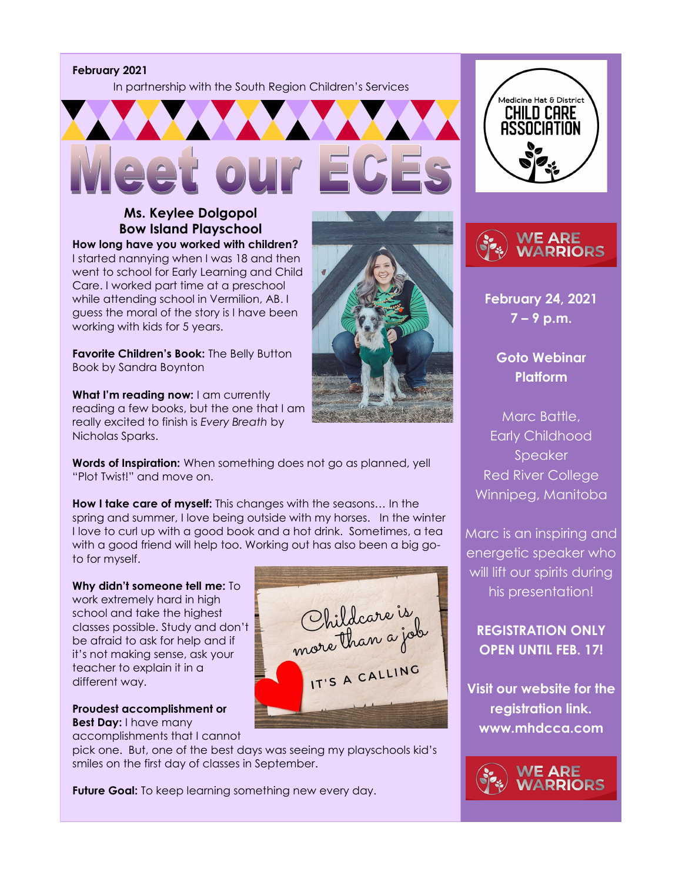**February 2021**

In partnership with the South Region Children's Services

# Meet our ECEs

## Ms. Keylee Dolgopol
## Bow Island Playschool

**How long have you worked with children?** I started nannying when I was 18 and then went to school for Early Learning and Child Care. I worked part time at a preschool while attending school in Vermilion, AB. I guess the moral of the story is I have been working with kids for 5 years.

**Favorite Children's Book:** The Belly Button Book by Sandra Boynton

**What I'm reading now:** I am currently reading a few books, but the one that I am really excited to finish is *Every Breath* by Nicholas Sparks.

**Words of Inspiration:** When something does not go as planned, yell "Plot Twist!" and move on.

**How I take care of myself:** This changes with the seasons… In the spring and summer, I love being outside with my horses. In the winter I love to curl up with a good book and a hot drink. Sometimes, a tea with a good friend will help too. Working out has also been a big go-to for myself.

**Why didn't someone tell me:** To work extremely hard in high school and take the highest classes possible. Study and don't be afraid to ask for help and if it's not making sense, ask your teacher to explain it in a different way.

Childcare is more than a job

IT'S A CALLING

**Proudest accomplishment or Best Day:** I have many accomplishments that I cannot pick one. But, one of the best days was seeing my playschools kid's smiles on the first day of classes in September.

**Future Goal:** To keep learning something new every day.

---

Medicine Hat & District CHILD CARE ASSOCIATION

**WE ARE WARRIORS**

**February 24, 2021**
**7 – 9 p.m.**

**Goto Webinar Platform**

Marc Battle,
Early Childhood Speaker
Red River College
Winnipeg, Manitoba

Marc is an inspiring and energetic speaker who will lift our spirits during his presentation!

**REGISTRATION ONLY OPEN UNTIL FEB. 17!**

**Visit our website for the registration link. www.mhdcca.com**

**WE ARE WARRIORS**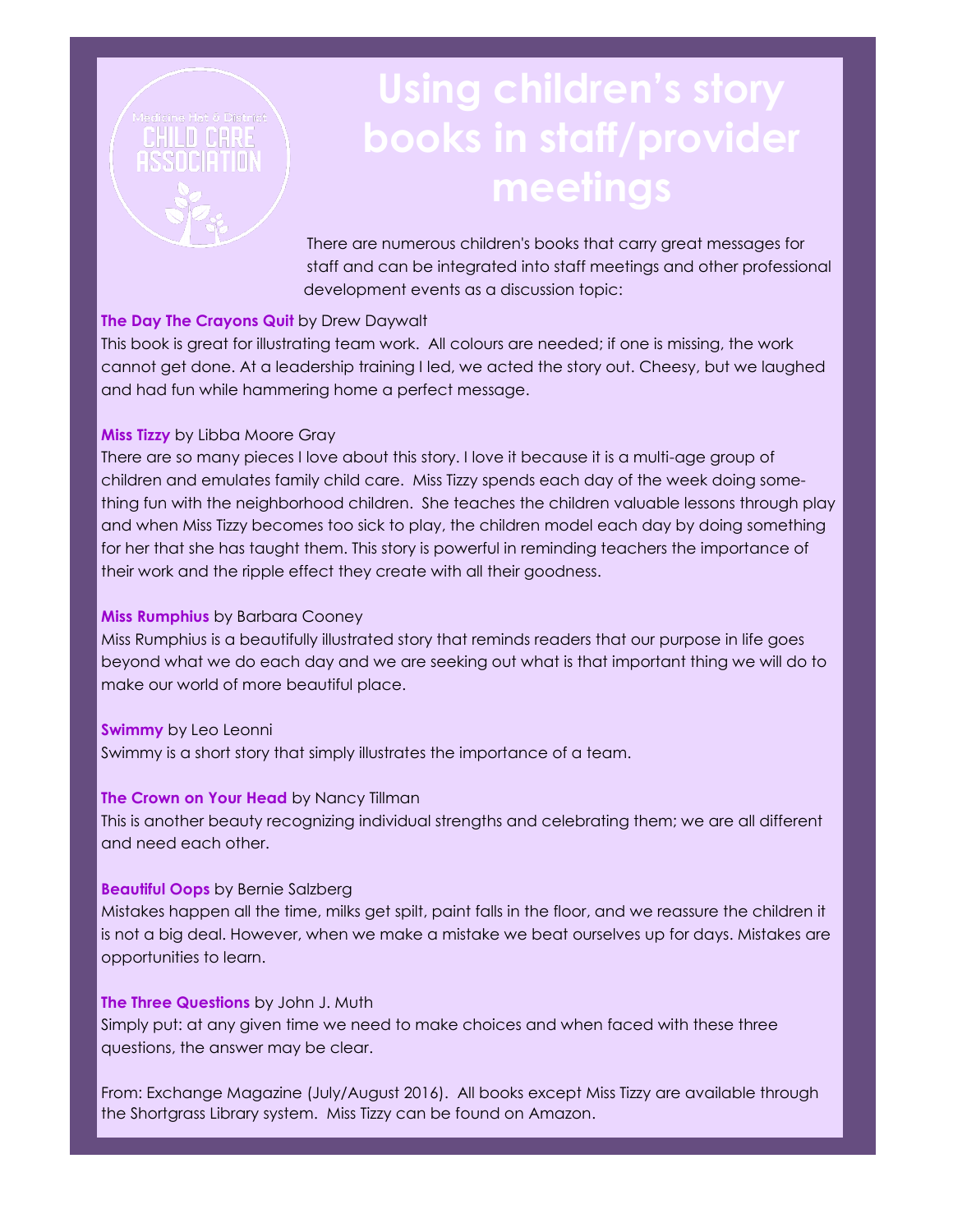# Using children's story books in staff/provider meetings

There are numerous children's books that carry great messages for staff and can be integrated into staff meetings and other professional development events as a discussion topic:

**The Day The Crayons Quit** by Drew Daywalt
This book is great for illustrating team work. All colours are needed; if one is missing, the work cannot get done. At a leadership training I led, we acted the story out. Cheesy, but we laughed and had fun while hammering home a perfect message.

**Miss Tizzy** by Libba Moore Gray
There are so many pieces I love about this story. I love it because it is a multi-age group of children and emulates family child care. Miss Tizzy spends each day of the week doing something fun with the neighborhood children. She teaches the children valuable lessons through play and when Miss Tizzy becomes too sick to play, the children model each day by doing something for her that she has taught them. This story is powerful in reminding teachers the importance of their work and the ripple effect they create with all their goodness.

**Miss Rumphius** by Barbara Cooney
Miss Rumphius is a beautifully illustrated story that reminds readers that our purpose in life goes beyond what we do each day and we are seeking out what is that important thing we will do to make our world of more beautiful place.

**Swimmy** by Leo Leonni
Swimmy is a short story that simply illustrates the importance of a team.

**The Crown on Your Head** by Nancy Tillman
This is another beauty recognizing individual strengths and celebrating them; we are all different and need each other.

**Beautiful Oops** by Bernie Salzberg
Mistakes happen all the time, milks get spilt, paint falls in the floor, and we reassure the children it is not a big deal. However, when we make a mistake we beat ourselves up for days. Mistakes are opportunities to learn.

**The Three Questions** by John J. Muth
Simply put: at any given time we need to make choices and when faced with these three questions, the answer may be clear.

From: Exchange Magazine (July/August 2016). All books except Miss Tizzy are available through the Shortgrass Library system. Miss Tizzy can be found on Amazon.